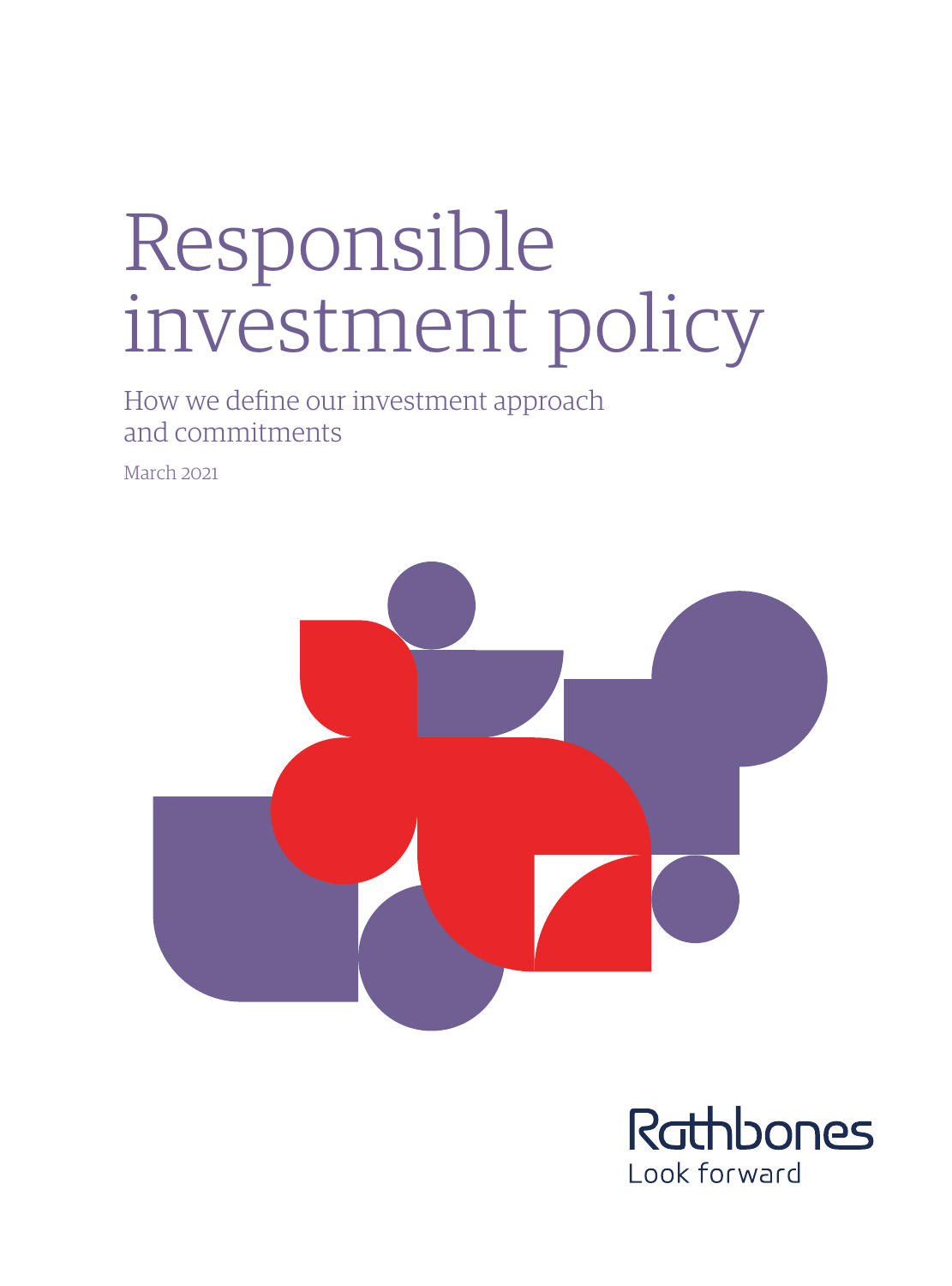# Responsible investment policy

How we define our investment approach and commitments

March 2021

Rathbones
Look forward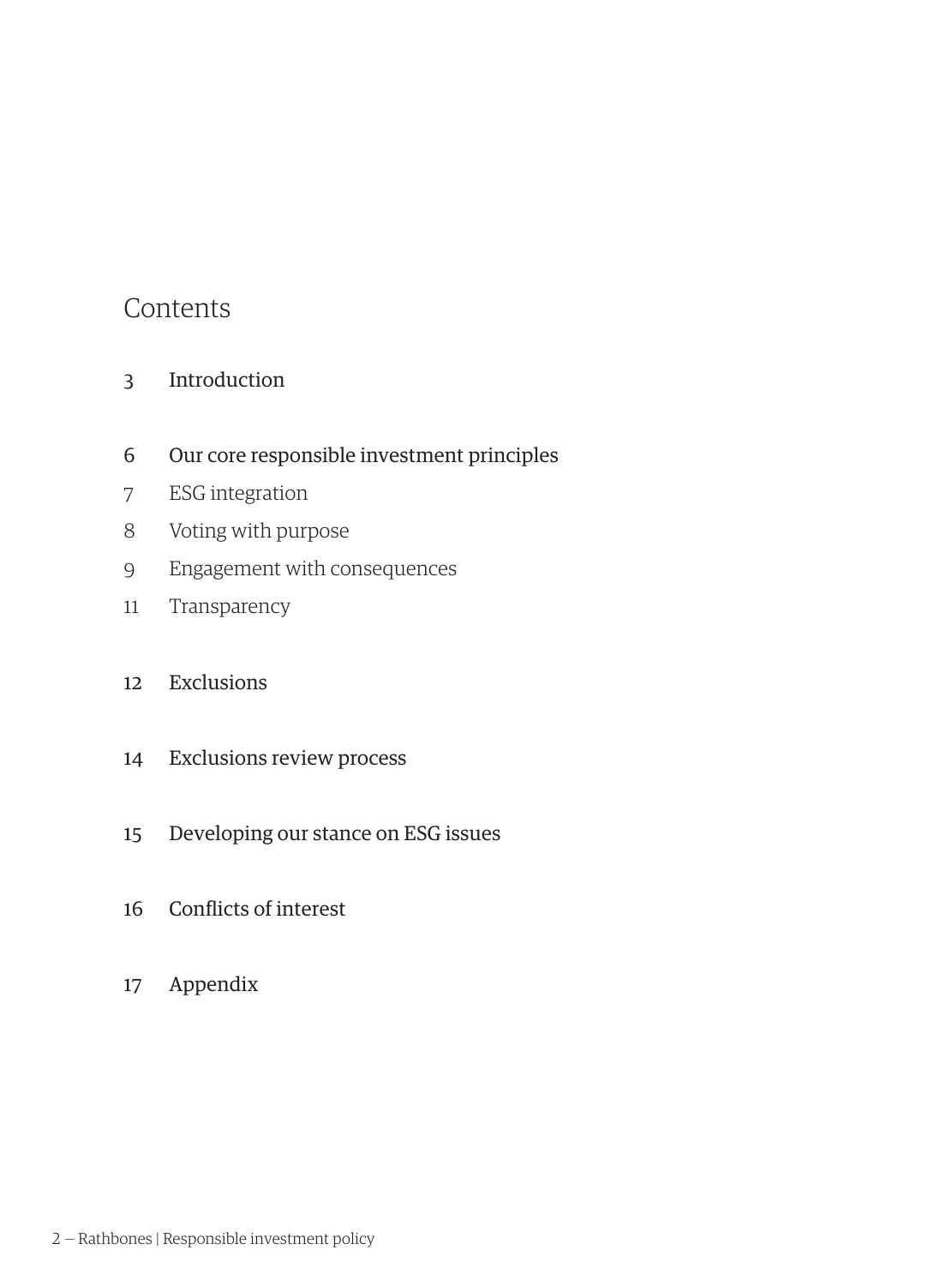## Contents

3 Introduction

6 Our core responsible investment principles

7 ESG integration

8 Voting with purpose

9 Engagement with consequences

11 Transparency

12 Exclusions

14 Exclusions review process

15 Developing our stance on ESG issues

16 Conflicts of interest

17 Appendix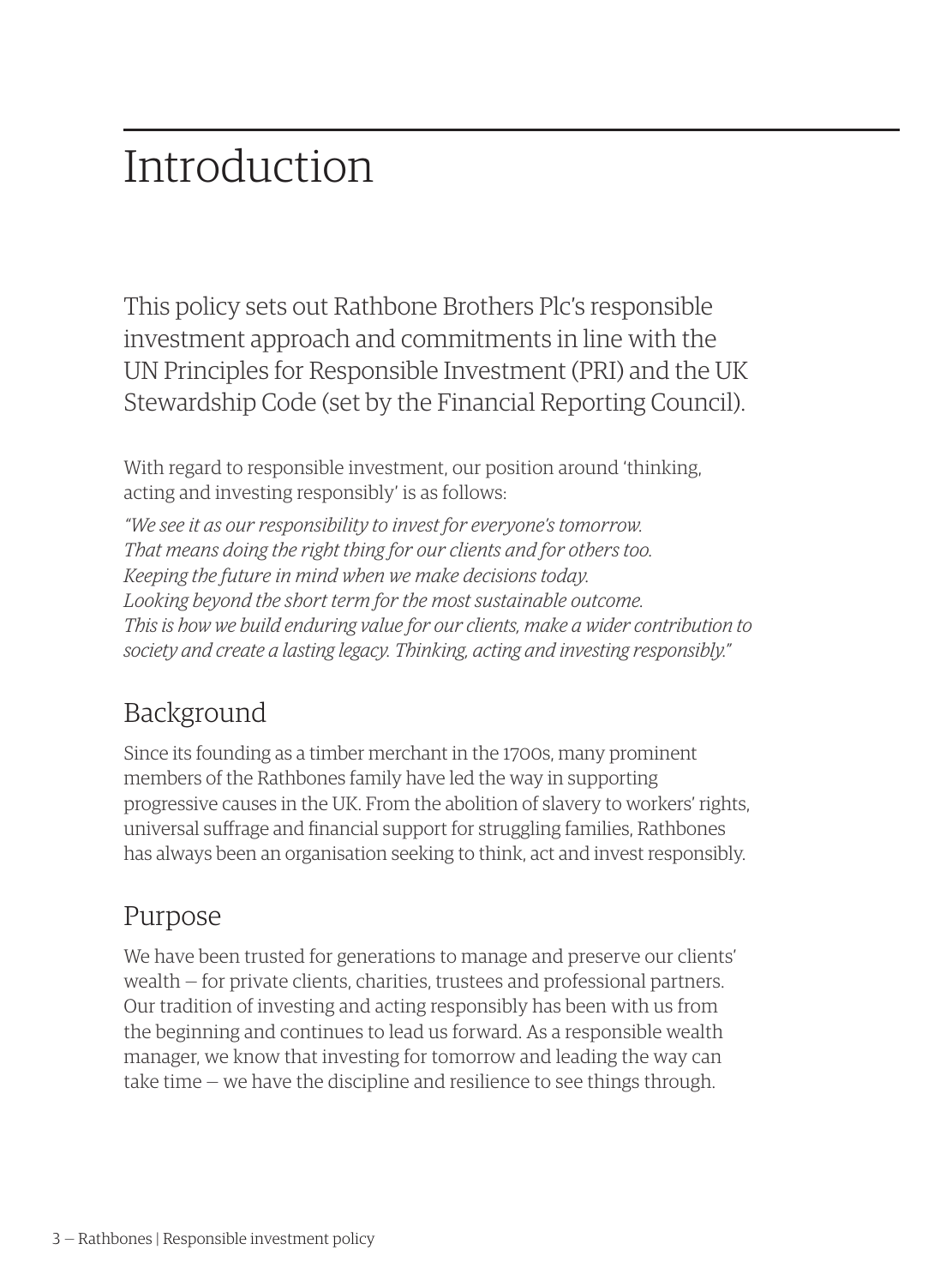# Introduction

This policy sets out Rathbone Brothers Plc's responsible investment approach and commitments in line with the UN Principles for Responsible Investment (PRI) and the UK Stewardship Code (set by the Financial Reporting Council).

With regard to responsible investment, our position around 'thinking, acting and investing responsibly' is as follows:

*"We see it as our responsibility to invest for everyone's tomorrow. That means doing the right thing for our clients and for others too. Keeping the future in mind when we make decisions today. Looking beyond the short term for the most sustainable outcome. This is how we build enduring value for our clients, make a wider contribution to society and create a lasting legacy. Thinking, acting and investing responsibly."*

## Background

Since its founding as a timber merchant in the 1700s, many prominent members of the Rathbones family have led the way in supporting progressive causes in the UK. From the abolition of slavery to workers' rights, universal suffrage and financial support for struggling families, Rathbones has always been an organisation seeking to think, act and invest responsibly.

## Purpose

We have been trusted for generations to manage and preserve our clients' wealth — for private clients, charities, trustees and professional partners. Our tradition of investing and acting responsibly has been with us from the beginning and continues to lead us forward. As a responsible wealth manager, we know that investing for tomorrow and leading the way can take time — we have the discipline and resilience to see things through.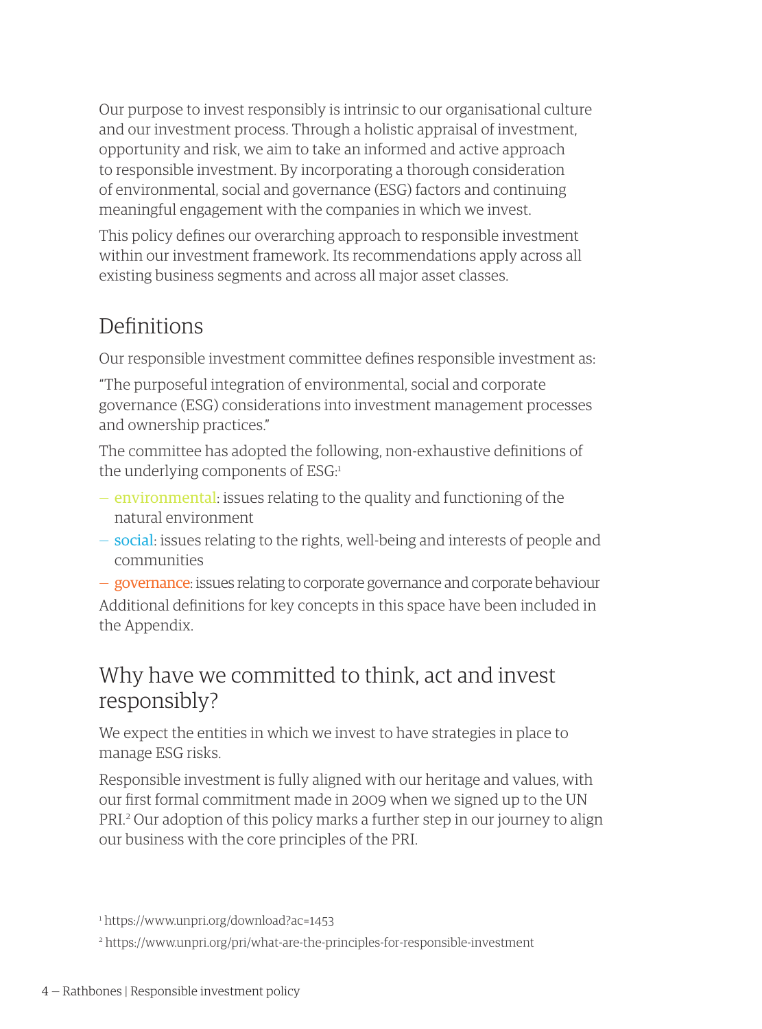Our purpose to invest responsibly is intrinsic to our organisational culture and our investment process. Through a holistic appraisal of investment, opportunity and risk, we aim to take an informed and active approach to responsible investment. By incorporating a thorough consideration of environmental, social and governance (ESG) factors and continuing meaningful engagement with the companies in which we invest.

This policy defines our overarching approach to responsible investment within our investment framework. Its recommendations apply across all existing business segments and across all major asset classes.

## Definitions

Our responsible investment committee defines responsible investment as:

"The purposeful integration of environmental, social and corporate governance (ESG) considerations into investment management processes and ownership practices."

The committee has adopted the following, non-exhaustive definitions of the underlying components of ESG:[1]

- environmental: issues relating to the quality and functioning of the natural environment
- social: issues relating to the rights, well-being and interests of people and communities
- governance: issues relating to corporate governance and corporate behaviour

Additional definitions for key concepts in this space have been included in the Appendix.

## Why have we committed to think, act and invest responsibly?

We expect the entities in which we invest to have strategies in place to manage ESG risks.

Responsible investment is fully aligned with our heritage and values, with our first formal commitment made in 2009 when we signed up to the UN PRI.[2] Our adoption of this policy marks a further step in our journey to align our business with the core principles of the PRI.

[1] https://www.unpri.org/download?ac=1453

[2] https://www.unpri.org/pri/what-are-the-principles-for-responsible-investment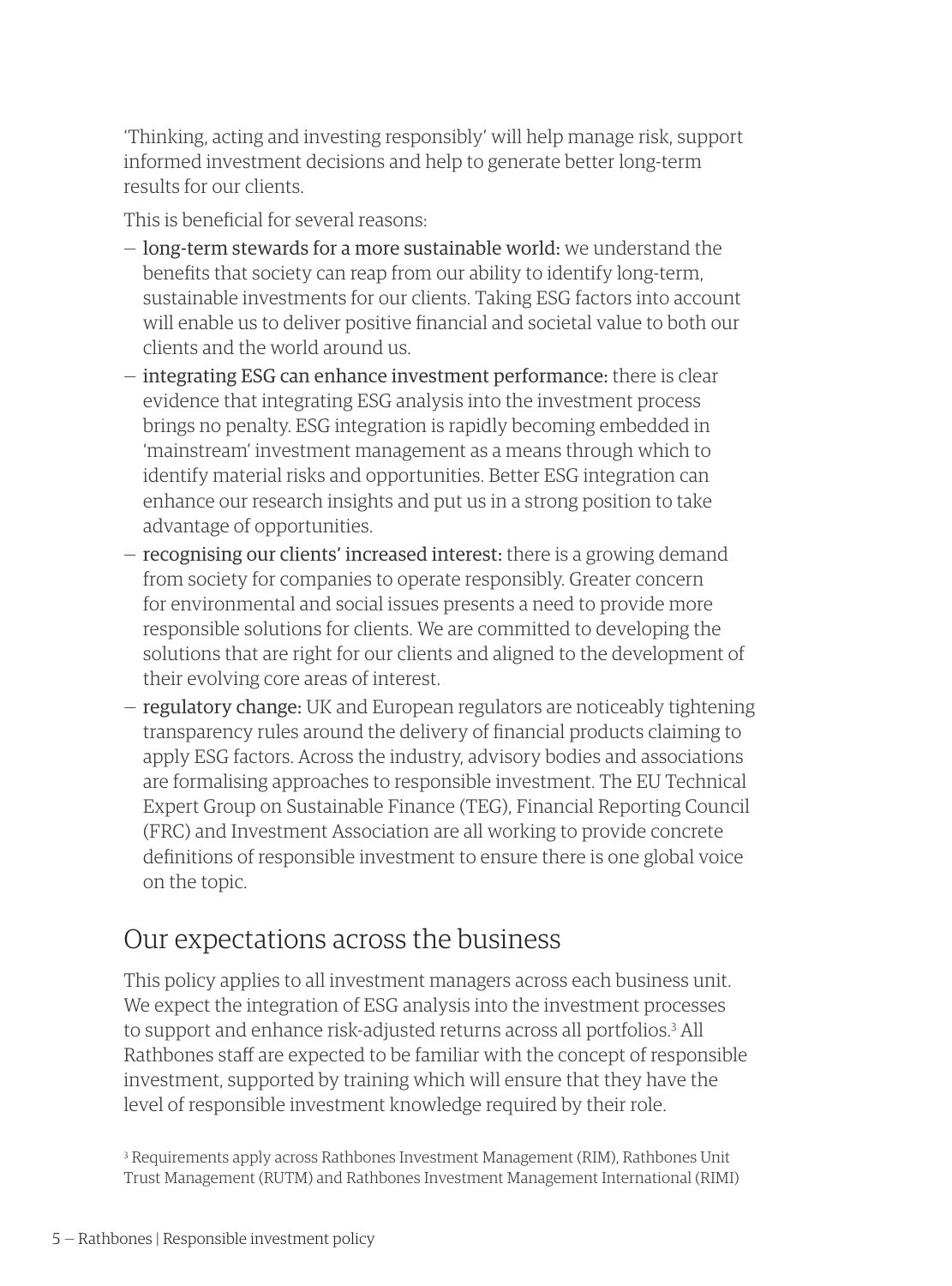'Thinking, acting and investing responsibly' will help manage risk, support informed investment decisions and help to generate better long-term results for our clients.

This is beneficial for several reasons:

- long-term stewards for a more sustainable world: we understand the benefits that society can reap from our ability to identify long-term, sustainable investments for our clients. Taking ESG factors into account will enable us to deliver positive financial and societal value to both our clients and the world around us.
- integrating ESG can enhance investment performance: there is clear evidence that integrating ESG analysis into the investment process brings no penalty. ESG integration is rapidly becoming embedded in 'mainstream' investment management as a means through which to identify material risks and opportunities. Better ESG integration can enhance our research insights and put us in a strong position to take advantage of opportunities.
- recognising our clients' increased interest: there is a growing demand from society for companies to operate responsibly. Greater concern for environmental and social issues presents a need to provide more responsible solutions for clients. We are committed to developing the solutions that are right for our clients and aligned to the development of their evolving core areas of interest.
- regulatory change: UK and European regulators are noticeably tightening transparency rules around the delivery of financial products claiming to apply ESG factors. Across the industry, advisory bodies and associations are formalising approaches to responsible investment. The EU Technical Expert Group on Sustainable Finance (TEG), Financial Reporting Council (FRC) and Investment Association are all working to provide concrete definitions of responsible investment to ensure there is one global voice on the topic.

## Our expectations across the business

This policy applies to all investment managers across each business unit. We expect the integration of ESG analysis into the investment processes to support and enhance risk-adjusted returns across all portfolios.[3] All Rathbones staff are expected to be familiar with the concept of responsible investment, supported by training which will ensure that they have the level of responsible investment knowledge required by their role.

[3] Requirements apply across Rathbones Investment Management (RIM), Rathbones Unit Trust Management (RUTM) and Rathbones Investment Management International (RIMI)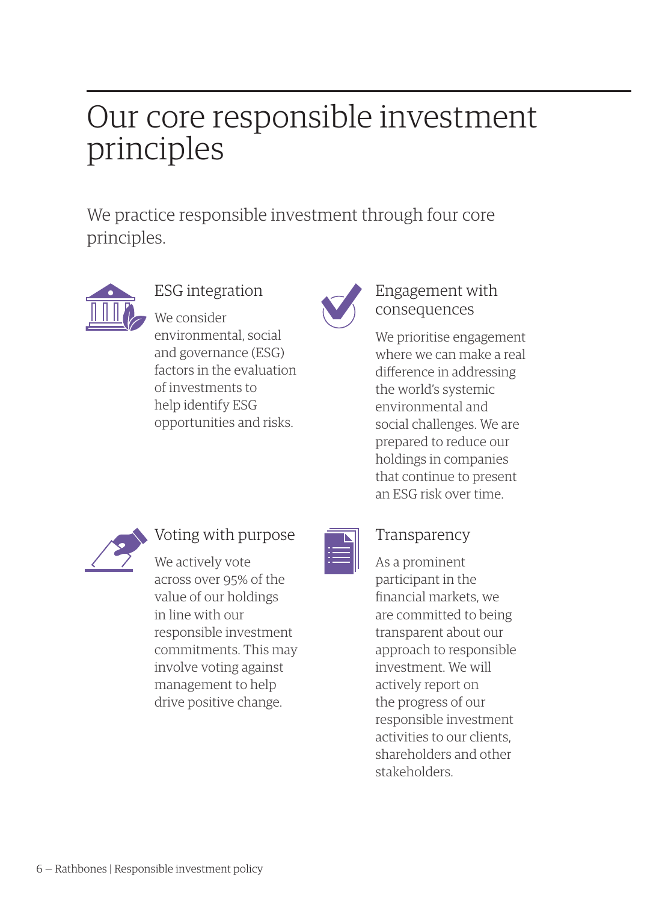# Our core responsible investment principles

We practice responsible investment through four core principles.

## ESG integration

We consider environmental, social and governance (ESG) factors in the evaluation of investments to help identify ESG opportunities and risks.

## Engagement with consequences

We prioritise engagement where we can make a real difference in addressing the world's systemic environmental and social challenges. We are prepared to reduce our holdings in companies that continue to present an ESG risk over time.

## Voting with purpose

We actively vote across over 95% of the value of our holdings in line with our responsible investment commitments. This may involve voting against management to help drive positive change.

## Transparency

As a prominent participant in the financial markets, we are committed to being transparent about our approach to responsible investment. We will actively report on the progress of our responsible investment activities to our clients, shareholders and other stakeholders.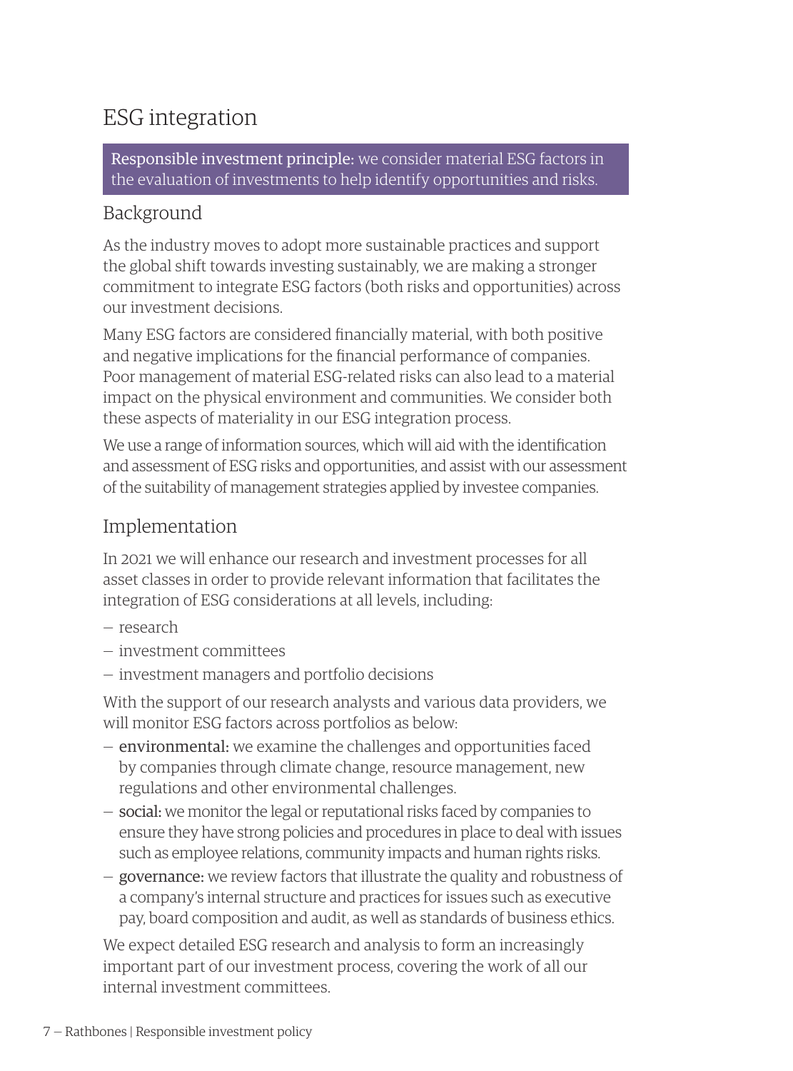# ESG integration

**Responsible investment principle:** we consider material ESG factors in the evaluation of investments to help identify opportunities and risks.

## Background

As the industry moves to adopt more sustainable practices and support the global shift towards investing sustainably, we are making a stronger commitment to integrate ESG factors (both risks and opportunities) across our investment decisions.

Many ESG factors are considered financially material, with both positive and negative implications for the financial performance of companies. Poor management of material ESG-related risks can also lead to a material impact on the physical environment and communities. We consider both these aspects of materiality in our ESG integration process.

We use a range of information sources, which will aid with the identification and assessment of ESG risks and opportunities, and assist with our assessment of the suitability of management strategies applied by investee companies.

## Implementation

In 2021 we will enhance our research and investment processes for all asset classes in order to provide relevant information that facilitates the integration of ESG considerations at all levels, including:

- research
- investment committees
- investment managers and portfolio decisions

With the support of our research analysts and various data providers, we will monitor ESG factors across portfolios as below:

- **environmental:** we examine the challenges and opportunities faced by companies through climate change, resource management, new regulations and other environmental challenges.
- **social:** we monitor the legal or reputational risks faced by companies to ensure they have strong policies and procedures in place to deal with issues such as employee relations, community impacts and human rights risks.
- **governance:** we review factors that illustrate the quality and robustness of a company's internal structure and practices for issues such as executive pay, board composition and audit, as well as standards of business ethics.

We expect detailed ESG research and analysis to form an increasingly important part of our investment process, covering the work of all our internal investment committees.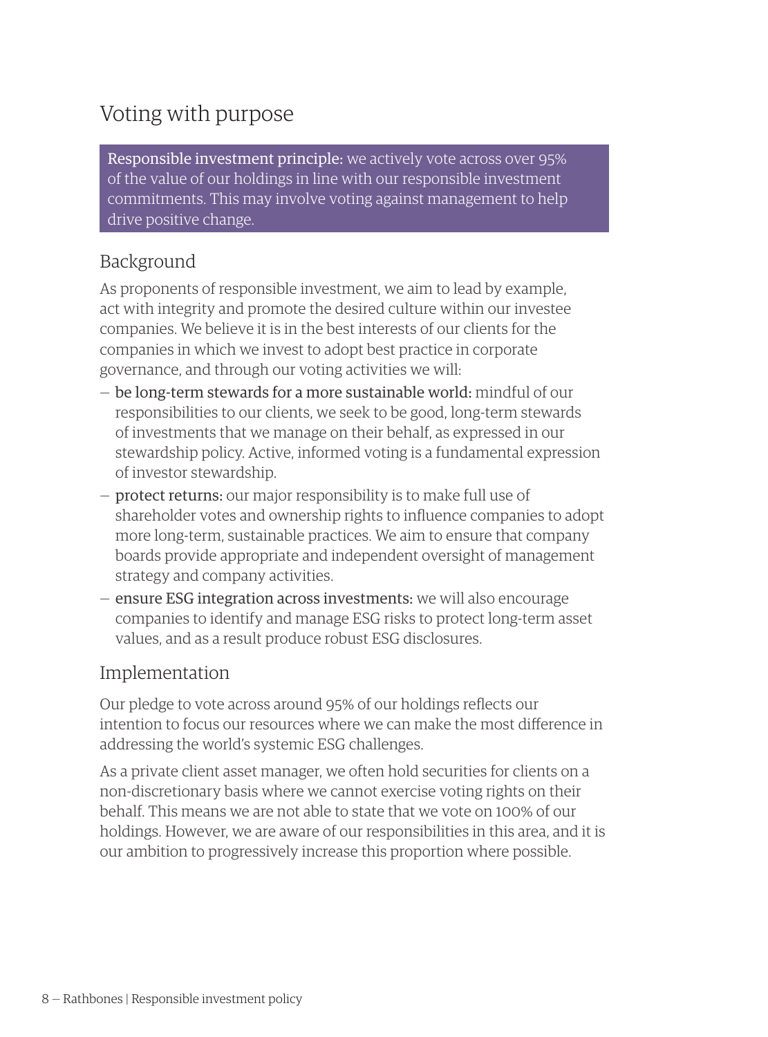## Voting with purpose

> **Responsible investment principle:** we actively vote across over 95% of the value of our holdings in line with our responsible investment commitments. This may involve voting against management to help drive positive change.

### Background

As proponents of responsible investment, we aim to lead by example, act with integrity and promote the desired culture within our investee companies. We believe it is in the best interests of our clients for the companies in which we invest to adopt best practice in corporate governance, and through our voting activities we will:

- **be long-term stewards for a more sustainable world:** mindful of our responsibilities to our clients, we seek to be good, long-term stewards of investments that we manage on their behalf, as expressed in our stewardship policy. Active, informed voting is a fundamental expression of investor stewardship.
- **protect returns:** our major responsibility is to make full use of shareholder votes and ownership rights to influence companies to adopt more long-term, sustainable practices. We aim to ensure that company boards provide appropriate and independent oversight of management strategy and company activities.
- **ensure ESG integration across investments:** we will also encourage companies to identify and manage ESG risks to protect long-term asset values, and as a result produce robust ESG disclosures.

### Implementation

Our pledge to vote across around 95% of our holdings reflects our intention to focus our resources where we can make the most difference in addressing the world's systemic ESG challenges.

As a private client asset manager, we often hold securities for clients on a non-discretionary basis where we cannot exercise voting rights on their behalf. This means we are not able to state that we vote on 100% of our holdings. However, we are aware of our responsibilities in this area, and it is our ambition to progressively increase this proportion where possible.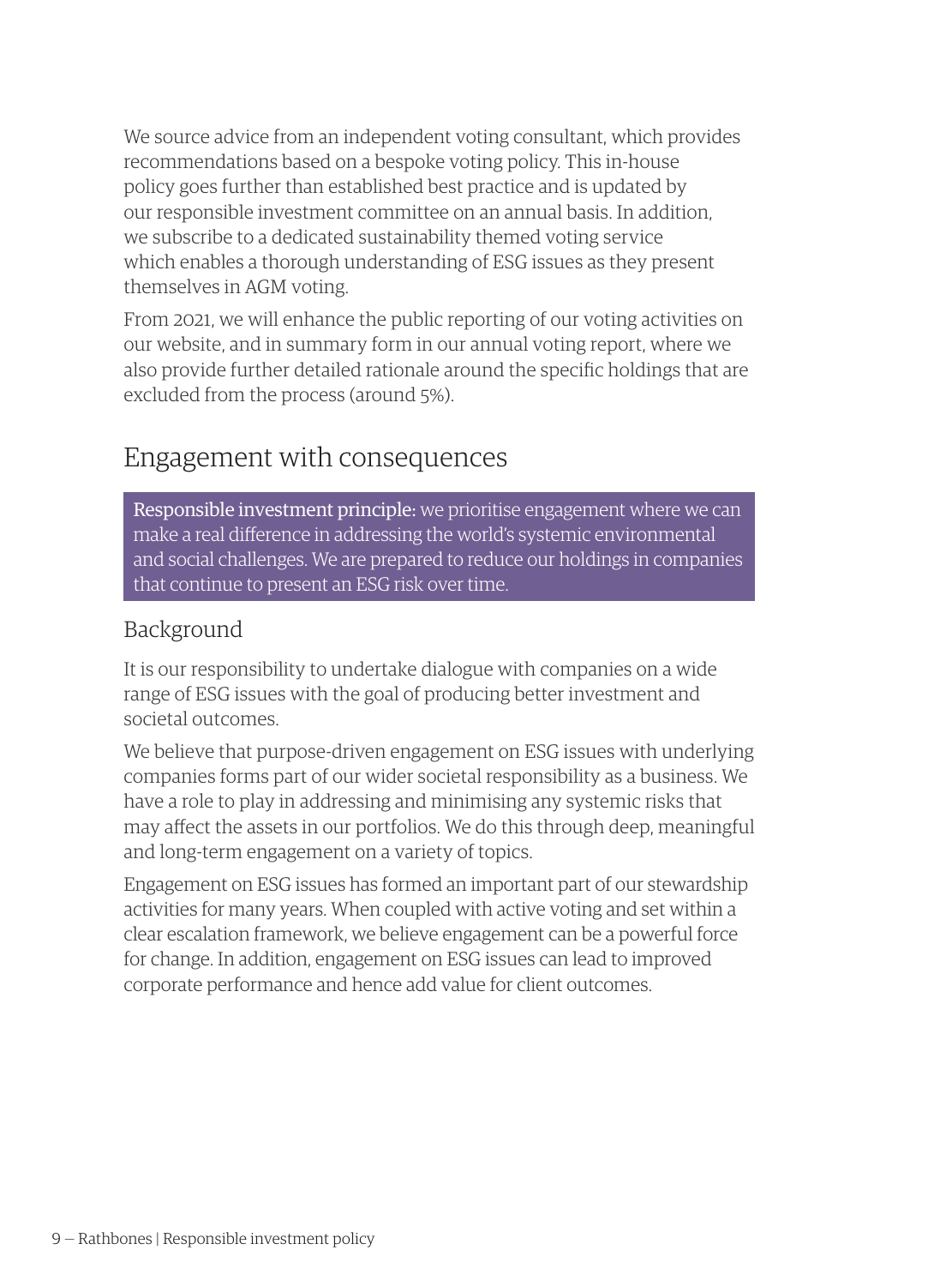We source advice from an independent voting consultant, which provides recommendations based on a bespoke voting policy. This in-house policy goes further than established best practice and is updated by our responsible investment committee on an annual basis. In addition, we subscribe to a dedicated sustainability themed voting service which enables a thorough understanding of ESG issues as they present themselves in AGM voting.

From 2021, we will enhance the public reporting of our voting activities on our website, and in summary form in our annual voting report, where we also provide further detailed rationale around the specific holdings that are excluded from the process (around 5%).

## Engagement with consequences

**Responsible investment principle:** we prioritise engagement where we can make a real difference in addressing the world's systemic environmental and social challenges. We are prepared to reduce our holdings in companies that continue to present an ESG risk over time.

### Background

It is our responsibility to undertake dialogue with companies on a wide range of ESG issues with the goal of producing better investment and societal outcomes.

We believe that purpose-driven engagement on ESG issues with underlying companies forms part of our wider societal responsibility as a business. We have a role to play in addressing and minimising any systemic risks that may affect the assets in our portfolios. We do this through deep, meaningful and long-term engagement on a variety of topics.

Engagement on ESG issues has formed an important part of our stewardship activities for many years. When coupled with active voting and set within a clear escalation framework, we believe engagement can be a powerful force for change. In addition, engagement on ESG issues can lead to improved corporate performance and hence add value for client outcomes.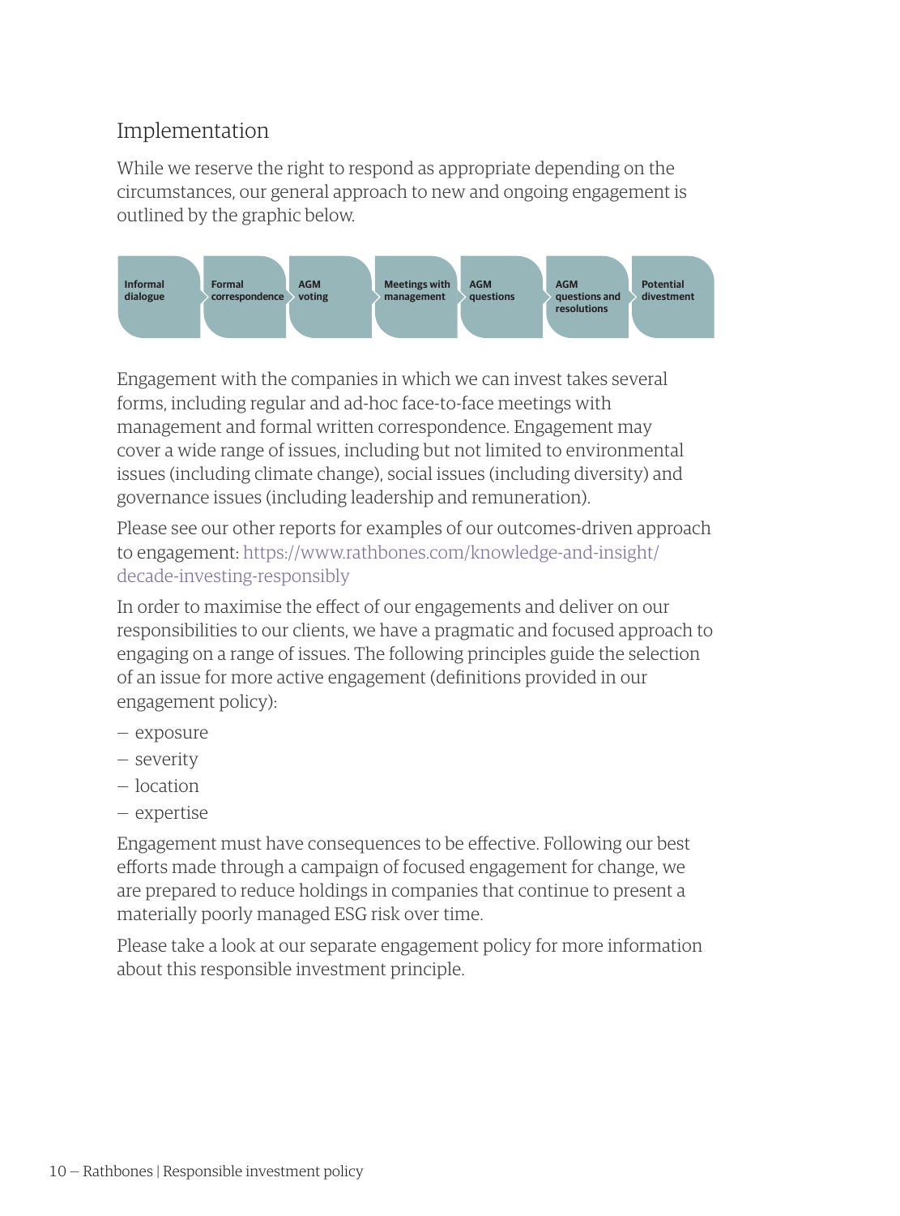## Implementation

While we reserve the right to respond as appropriate depending on the circumstances, our general approach to new and ongoing engagement is outlined by the graphic below.

Informal dialogue → Formal correspondence → AGM voting → Meetings with management → AGM questions → AGM questions and resolutions → Potential divestment

Engagement with the companies in which we can invest takes several forms, including regular and ad-hoc face-to-face meetings with management and formal written correspondence. Engagement may cover a wide range of issues, including but not limited to environmental issues (including climate change), social issues (including diversity) and governance issues (including leadership and remuneration).

Please see our other reports for examples of our outcomes-driven approach to engagement: https://www.rathbones.com/knowledge-and-insight/decade-investing-responsibly

In order to maximise the effect of our engagements and deliver on our responsibilities to our clients, we have a pragmatic and focused approach to engaging on a range of issues. The following principles guide the selection of an issue for more active engagement (definitions provided in our engagement policy):

- exposure
- severity
- location
- expertise

Engagement must have consequences to be effective. Following our best efforts made through a campaign of focused engagement for change, we are prepared to reduce holdings in companies that continue to present a materially poorly managed ESG risk over time.

Please take a look at our separate engagement policy for more information about this responsible investment principle.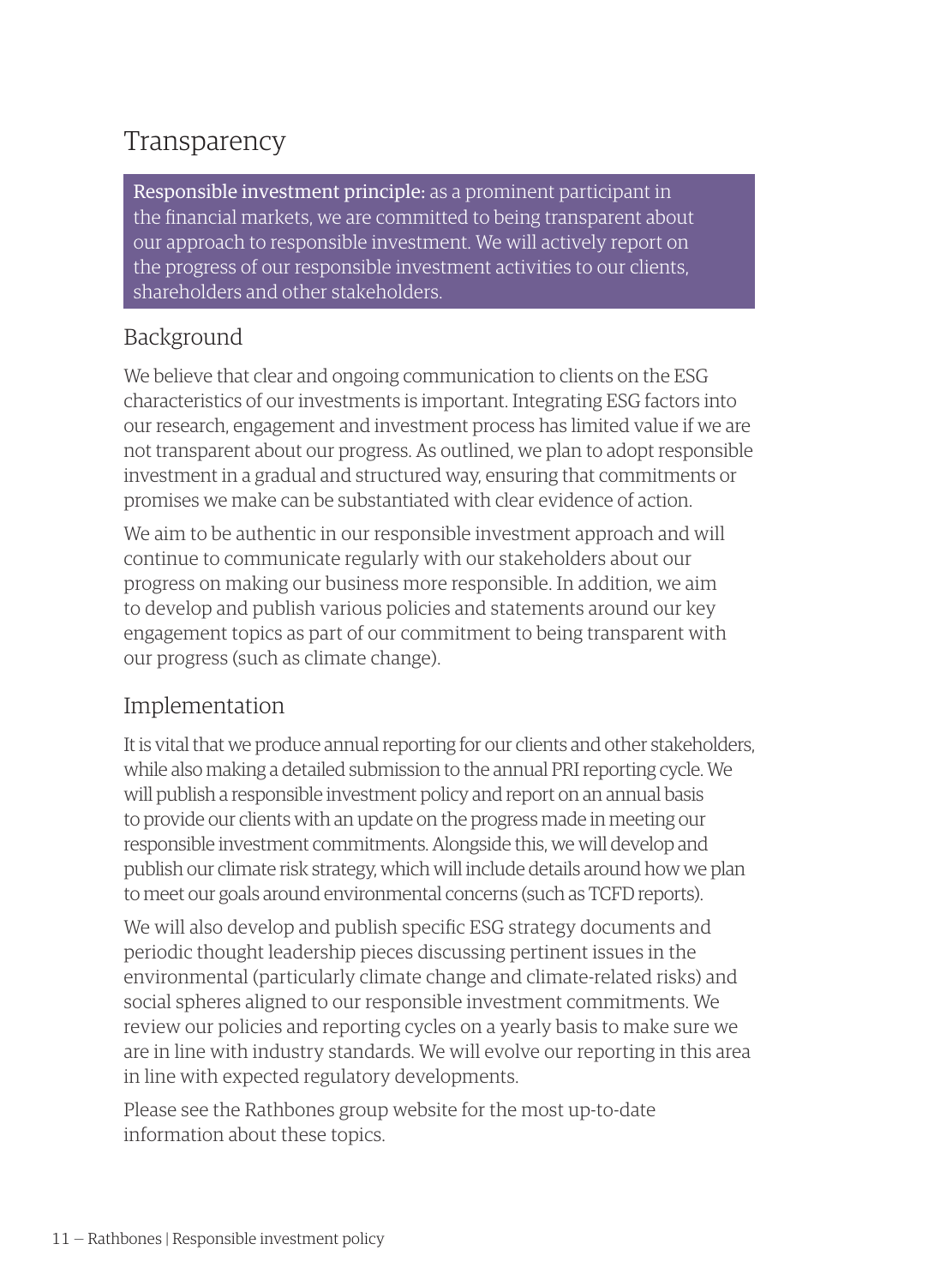# Transparency

**Responsible investment principle:** as a prominent participant in the financial markets, we are committed to being transparent about our approach to responsible investment. We will actively report on the progress of our responsible investment activities to our clients, shareholders and other stakeholders.

## Background

We believe that clear and ongoing communication to clients on the ESG characteristics of our investments is important. Integrating ESG factors into our research, engagement and investment process has limited value if we are not transparent about our progress. As outlined, we plan to adopt responsible investment in a gradual and structured way, ensuring that commitments or promises we make can be substantiated with clear evidence of action.

We aim to be authentic in our responsible investment approach and will continue to communicate regularly with our stakeholders about our progress on making our business more responsible. In addition, we aim to develop and publish various policies and statements around our key engagement topics as part of our commitment to being transparent with our progress (such as climate change).

## Implementation

It is vital that we produce annual reporting for our clients and other stakeholders, while also making a detailed submission to the annual PRI reporting cycle. We will publish a responsible investment policy and report on an annual basis to provide our clients with an update on the progress made in meeting our responsible investment commitments. Alongside this, we will develop and publish our climate risk strategy, which will include details around how we plan to meet our goals around environmental concerns (such as TCFD reports).

We will also develop and publish specific ESG strategy documents and periodic thought leadership pieces discussing pertinent issues in the environmental (particularly climate change and climate-related risks) and social spheres aligned to our responsible investment commitments. We review our policies and reporting cycles on a yearly basis to make sure we are in line with industry standards. We will evolve our reporting in this area in line with expected regulatory developments.

Please see the Rathbones group website for the most up-to-date information about these topics.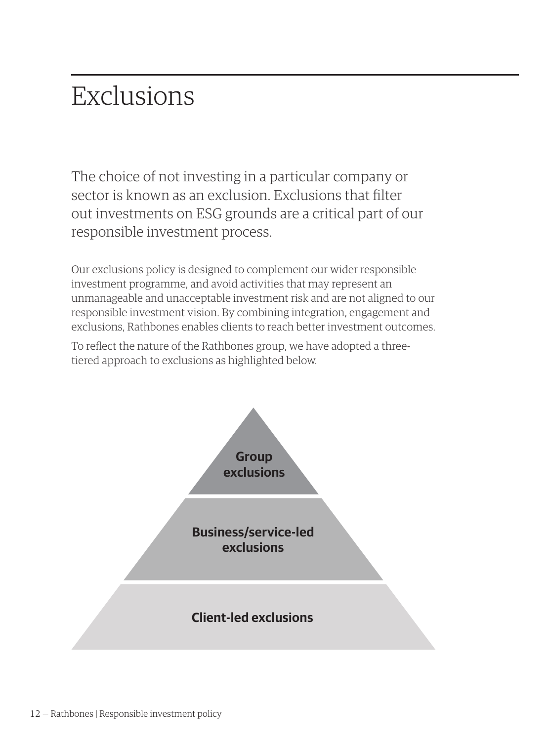# Exclusions

The choice of not investing in a particular company or sector is known as an exclusion. Exclusions that filter out investments on ESG grounds are a critical part of our responsible investment process.

Our exclusions policy is designed to complement our wider responsible investment programme, and avoid activities that may represent an unmanageable and unacceptable investment risk and are not aligned to our responsible investment vision. By combining integration, engagement and exclusions, Rathbones enables clients to reach better investment outcomes.

To reflect the nature of the Rathbones group, we have adopted a three-tiered approach to exclusions as highlighted below.

**Group exclusions**

**Business/service-led exclusions**

**Client-led exclusions**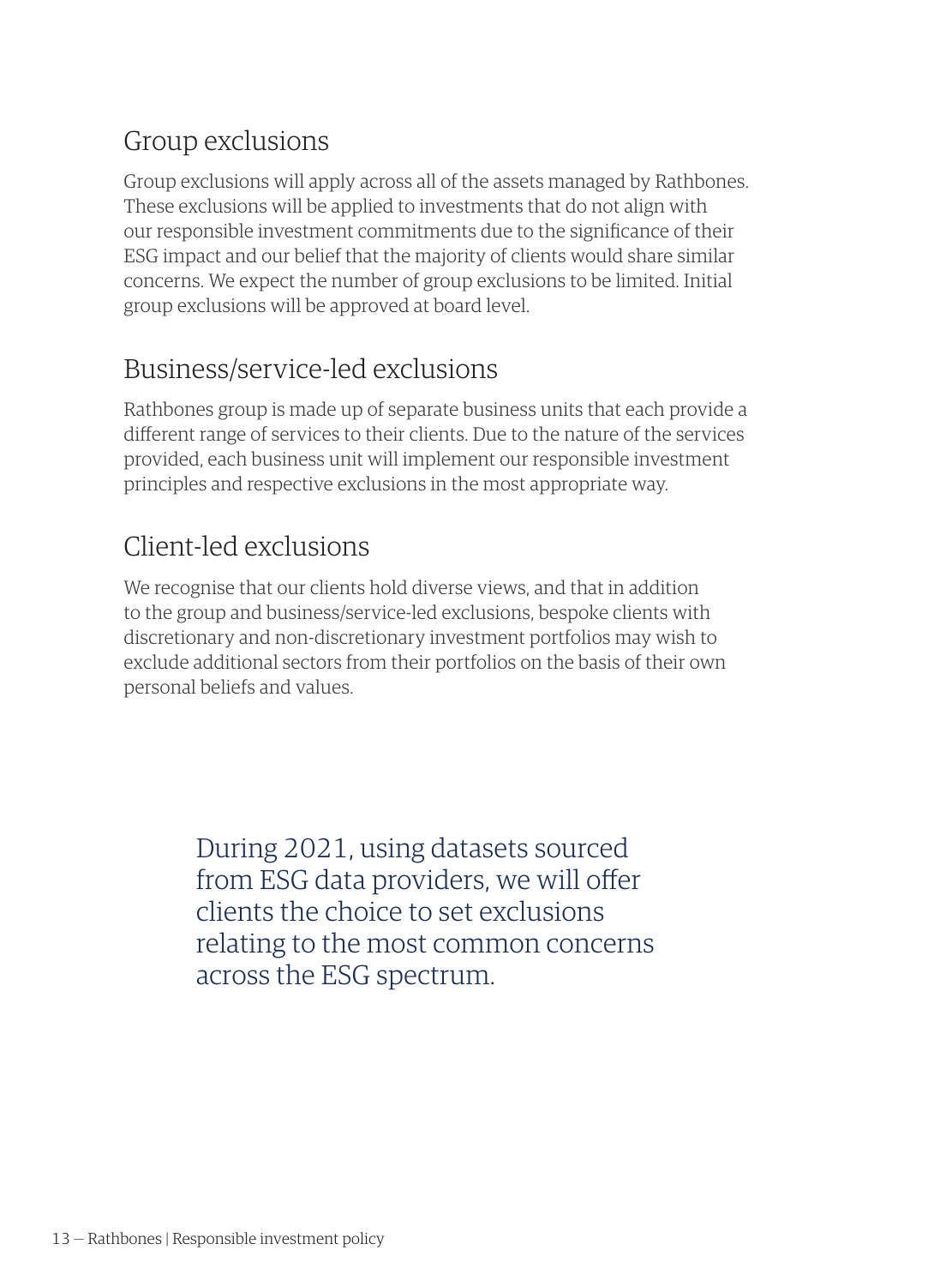## Group exclusions

Group exclusions will apply across all of the assets managed by Rathbones. These exclusions will be applied to investments that do not align with our responsible investment commitments due to the significance of their ESG impact and our belief that the majority of clients would share similar concerns. We expect the number of group exclusions to be limited. Initial group exclusions will be approved at board level.

## Business/service-led exclusions

Rathbones group is made up of separate business units that each provide a different range of services to their clients. Due to the nature of the services provided, each business unit will implement our responsible investment principles and respective exclusions in the most appropriate way.

## Client-led exclusions

We recognise that our clients hold diverse views, and that in addition to the group and business/service-led exclusions, bespoke clients with discretionary and non-discretionary investment portfolios may wish to exclude additional sectors from their portfolios on the basis of their own personal beliefs and values.

> During 2021, using datasets sourced from ESG data providers, we will offer clients the choice to set exclusions relating to the most common concerns across the ESG spectrum.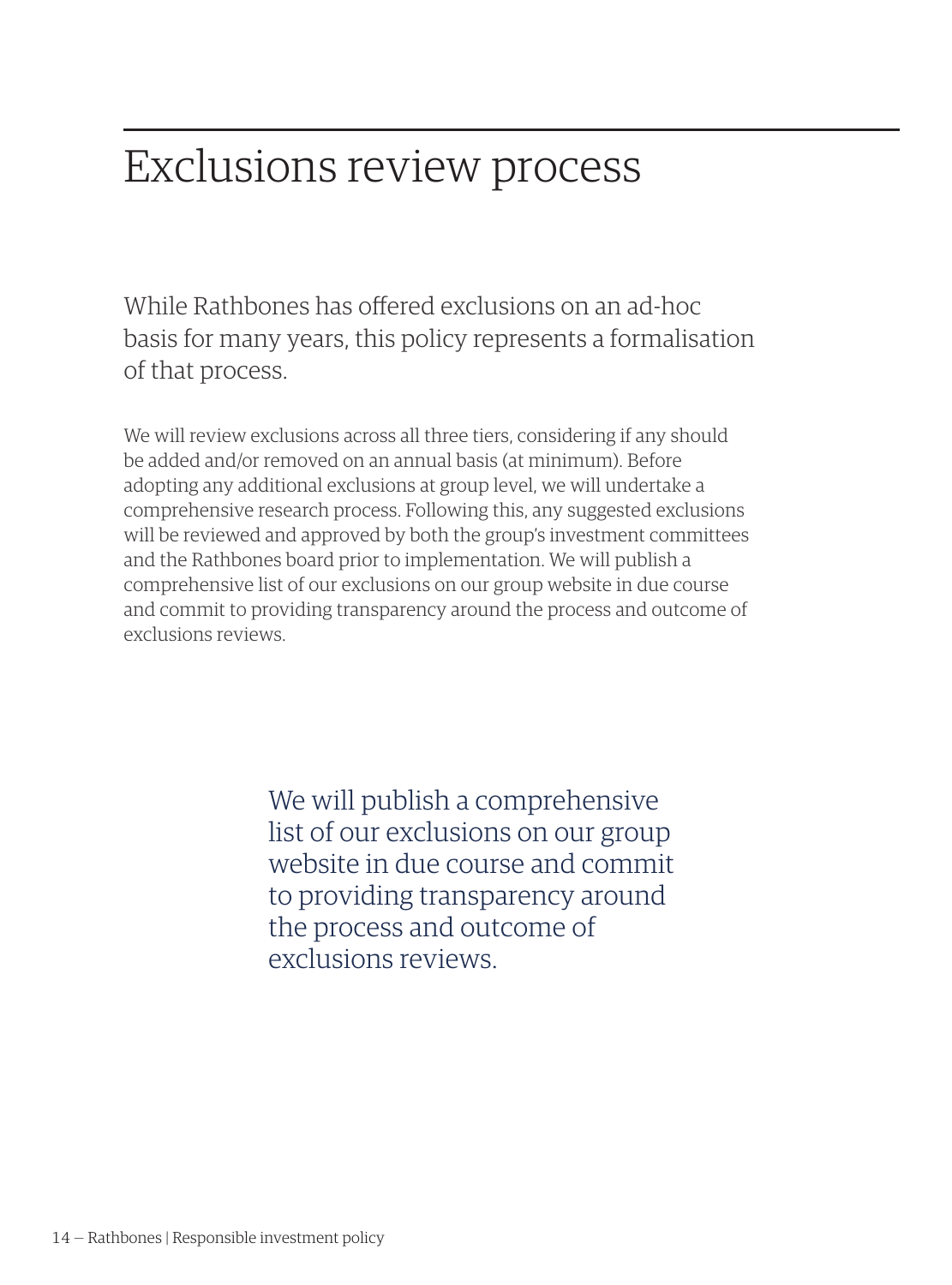# Exclusions review process

While Rathbones has offered exclusions on an ad-hoc basis for many years, this policy represents a formalisation of that process.

We will review exclusions across all three tiers, considering if any should be added and/or removed on an annual basis (at minimum). Before adopting any additional exclusions at group level, we will undertake a comprehensive research process. Following this, any suggested exclusions will be reviewed and approved by both the group's investment committees and the Rathbones board prior to implementation. We will publish a comprehensive list of our exclusions on our group website in due course and commit to providing transparency around the process and outcome of exclusions reviews.

We will publish a comprehensive list of our exclusions on our group website in due course and commit to providing transparency around the process and outcome of exclusions reviews.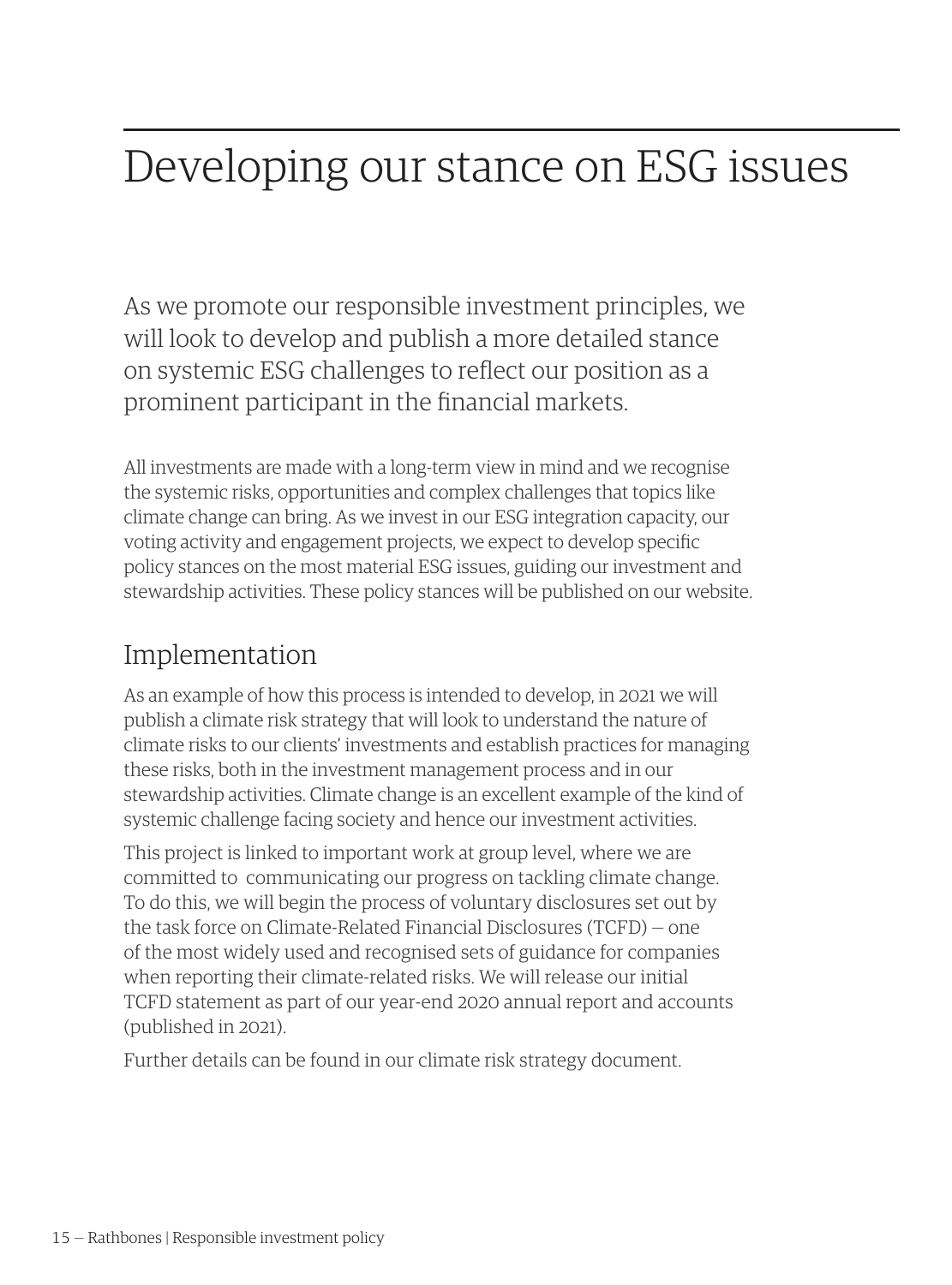# Developing our stance on ESG issues

As we promote our responsible investment principles, we will look to develop and publish a more detailed stance on systemic ESG challenges to reflect our position as a prominent participant in the financial markets.

All investments are made with a long-term view in mind and we recognise the systemic risks, opportunities and complex challenges that topics like climate change can bring. As we invest in our ESG integration capacity, our voting activity and engagement projects, we expect to develop specific policy stances on the most material ESG issues, guiding our investment and stewardship activities. These policy stances will be published on our website.

## Implementation

As an example of how this process is intended to develop, in 2021 we will publish a climate risk strategy that will look to understand the nature of climate risks to our clients' investments and establish practices for managing these risks, both in the investment management process and in our stewardship activities. Climate change is an excellent example of the kind of systemic challenge facing society and hence our investment activities.

This project is linked to important work at group level, where we are committed to communicating our progress on tackling climate change. To do this, we will begin the process of voluntary disclosures set out by the task force on Climate-Related Financial Disclosures (TCFD) — one of the most widely used and recognised sets of guidance for companies when reporting their climate-related risks. We will release our initial TCFD statement as part of our year-end 2020 annual report and accounts (published in 2021).

Further details can be found in our climate risk strategy document.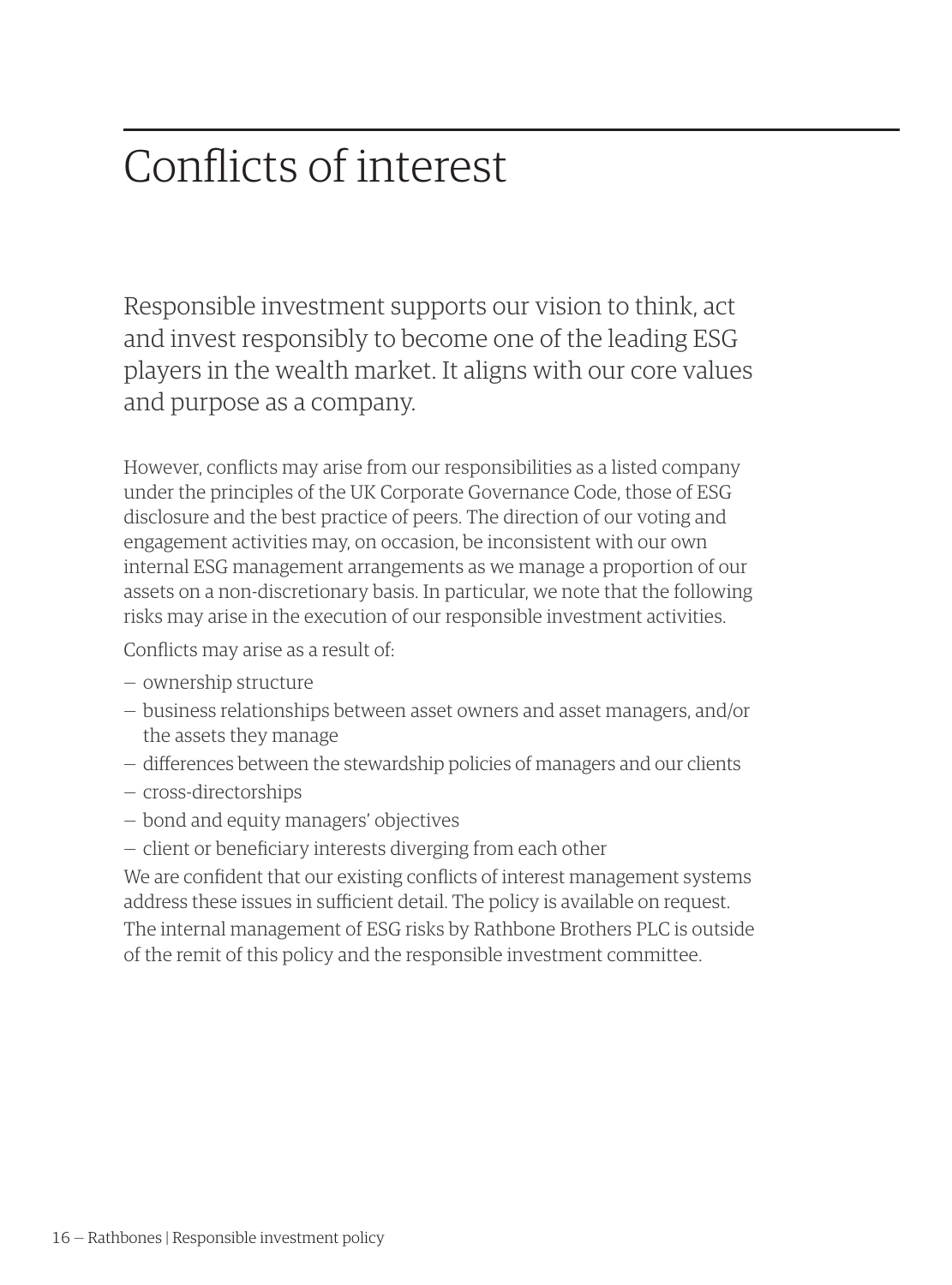# Conflicts of interest

Responsible investment supports our vision to think, act and invest responsibly to become one of the leading ESG players in the wealth market. It aligns with our core values and purpose as a company.

However, conflicts may arise from our responsibilities as a listed company under the principles of the UK Corporate Governance Code, those of ESG disclosure and the best practice of peers. The direction of our voting and engagement activities may, on occasion, be inconsistent with our own internal ESG management arrangements as we manage a proportion of our assets on a non-discretionary basis. In particular, we note that the following risks may arise in the execution of our responsible investment activities.

Conflicts may arise as a result of:

- ownership structure
- business relationships between asset owners and asset managers, and/or the assets they manage
- differences between the stewardship policies of managers and our clients
- cross-directorships
- bond and equity managers' objectives
- client or beneficiary interests diverging from each other

We are confident that our existing conflicts of interest management systems address these issues in sufficient detail. The policy is available on request.

The internal management of ESG risks by Rathbone Brothers PLC is outside of the remit of this policy and the responsible investment committee.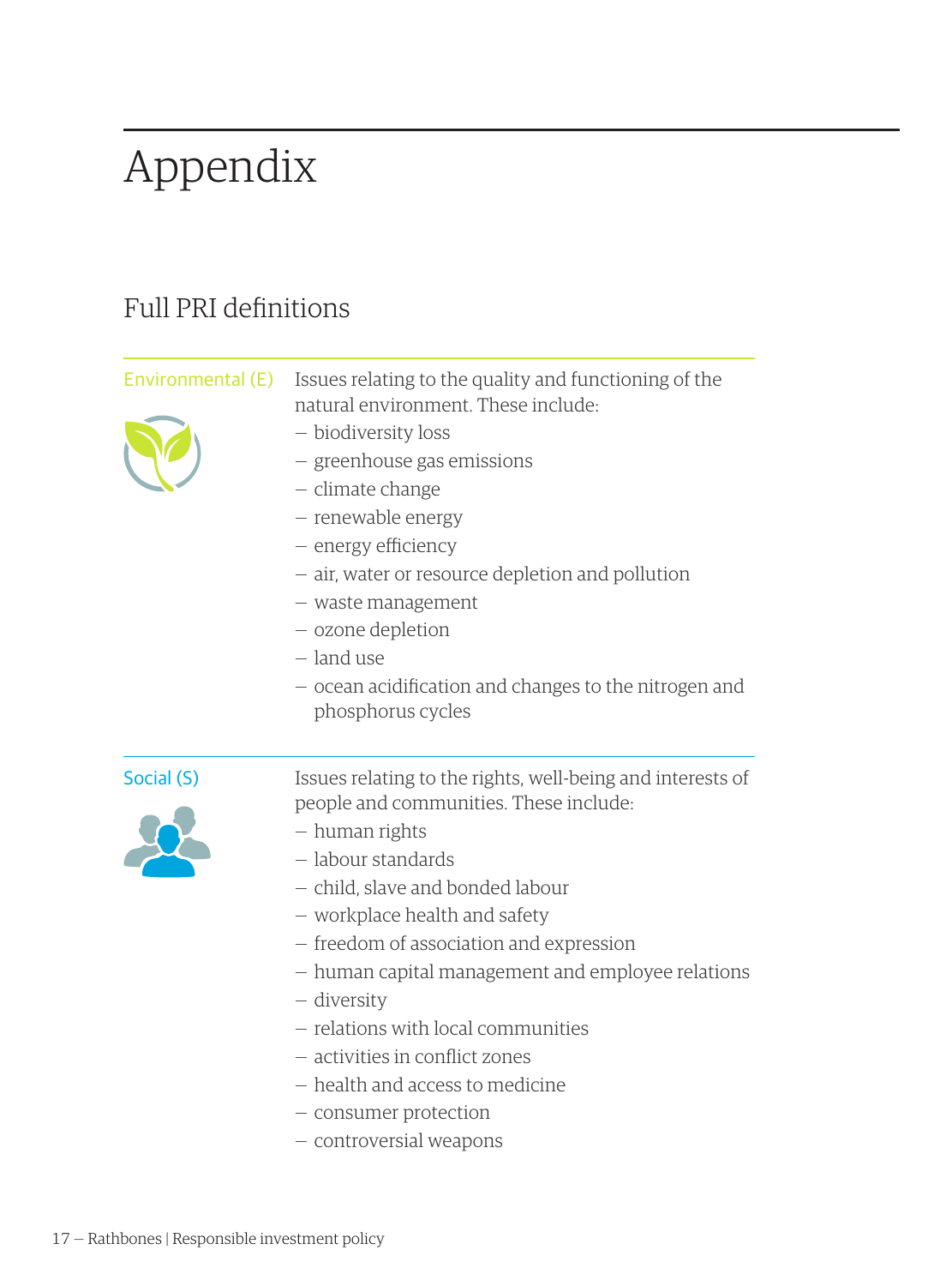# Appendix

## Full PRI definitions

**Environmental (E)**

Issues relating to the quality and functioning of the natural environment. These include:

- biodiversity loss
- greenhouse gas emissions
- climate change
- renewable energy
- energy efficiency
- air, water or resource depletion and pollution
- waste management
- ozone depletion
- land use
- ocean acidification and changes to the nitrogen and phosphorus cycles

**Social (S)**

Issues relating to the rights, well-being and interests of people and communities. These include:

- human rights
- labour standards
- child, slave and bonded labour
- workplace health and safety
- freedom of association and expression
- human capital management and employee relations
- diversity
- relations with local communities
- activities in conflict zones
- health and access to medicine
- consumer protection
- controversial weapons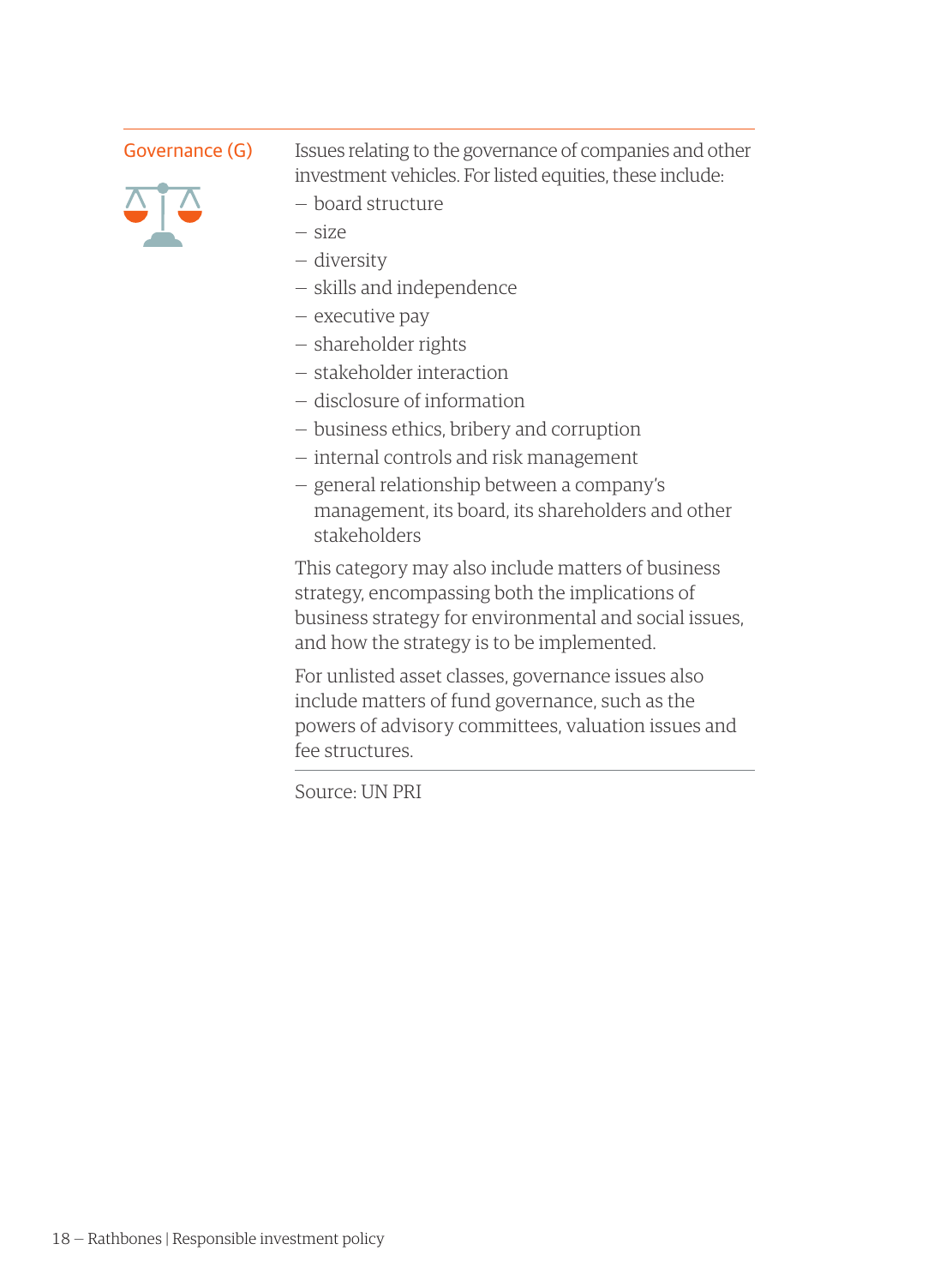### Governance (G)

Issues relating to the governance of companies and other investment vehicles. For listed equities, these include:

- board structure
- size
- diversity
- skills and independence
- executive pay
- shareholder rights
- stakeholder interaction
- disclosure of information
- business ethics, bribery and corruption
- internal controls and risk management
- general relationship between a company's management, its board, its shareholders and other stakeholders

This category may also include matters of business strategy, encompassing both the implications of business strategy for environmental and social issues, and how the strategy is to be implemented.

For unlisted asset classes, governance issues also include matters of fund governance, such as the powers of advisory committees, valuation issues and fee structures.

Source: UN PRI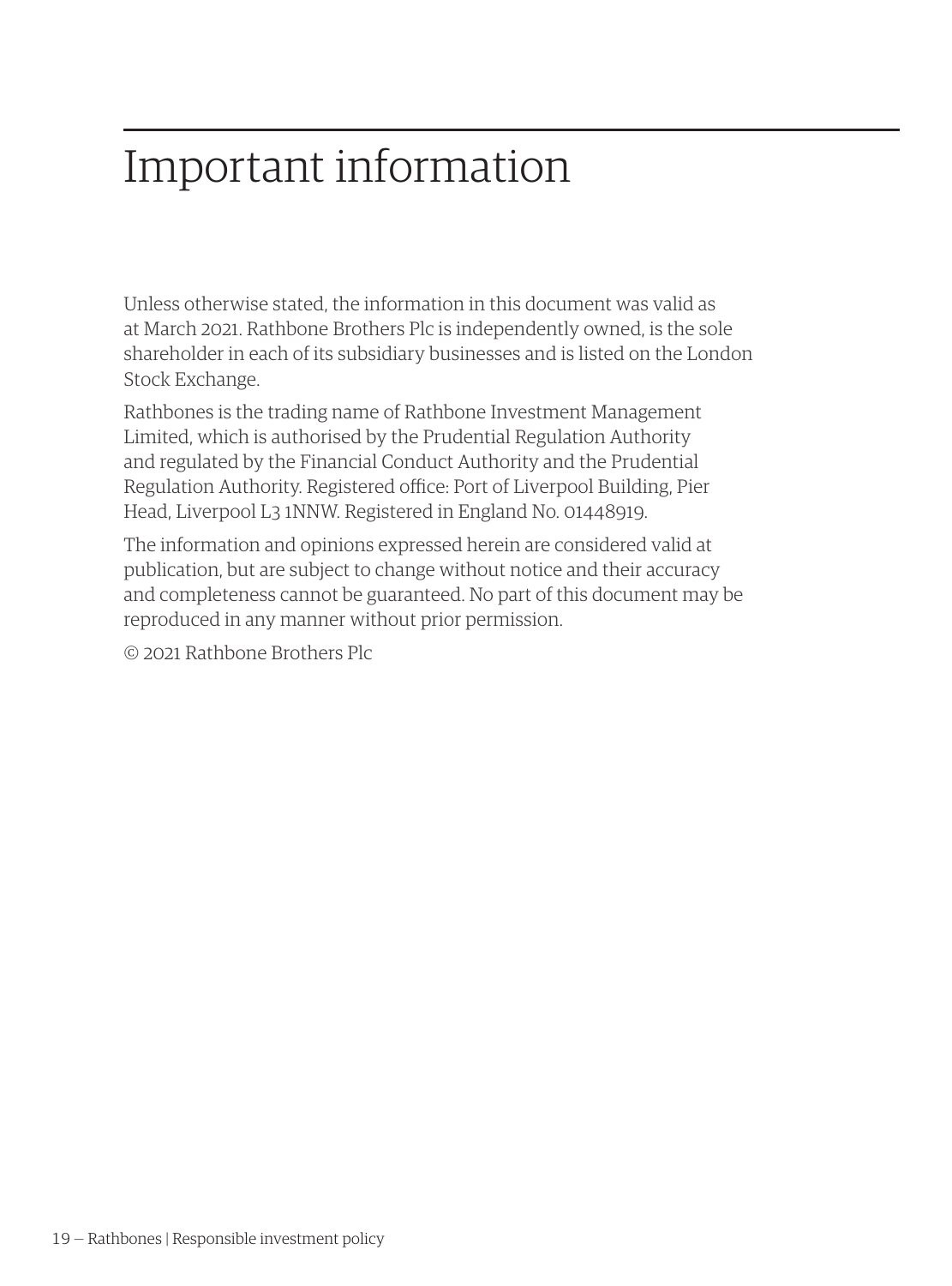# Important information

Unless otherwise stated, the information in this document was valid as at March 2021. Rathbone Brothers Plc is independently owned, is the sole shareholder in each of its subsidiary businesses and is listed on the London Stock Exchange.

Rathbones is the trading name of Rathbone Investment Management Limited, which is authorised by the Prudential Regulation Authority and regulated by the Financial Conduct Authority and the Prudential Regulation Authority. Registered office: Port of Liverpool Building, Pier Head, Liverpool L3 1NNW. Registered in England No. 01448919.

The information and opinions expressed herein are considered valid at publication, but are subject to change without notice and their accuracy and completeness cannot be guaranteed. No part of this document may be reproduced in any manner without prior permission.

© 2021 Rathbone Brothers Plc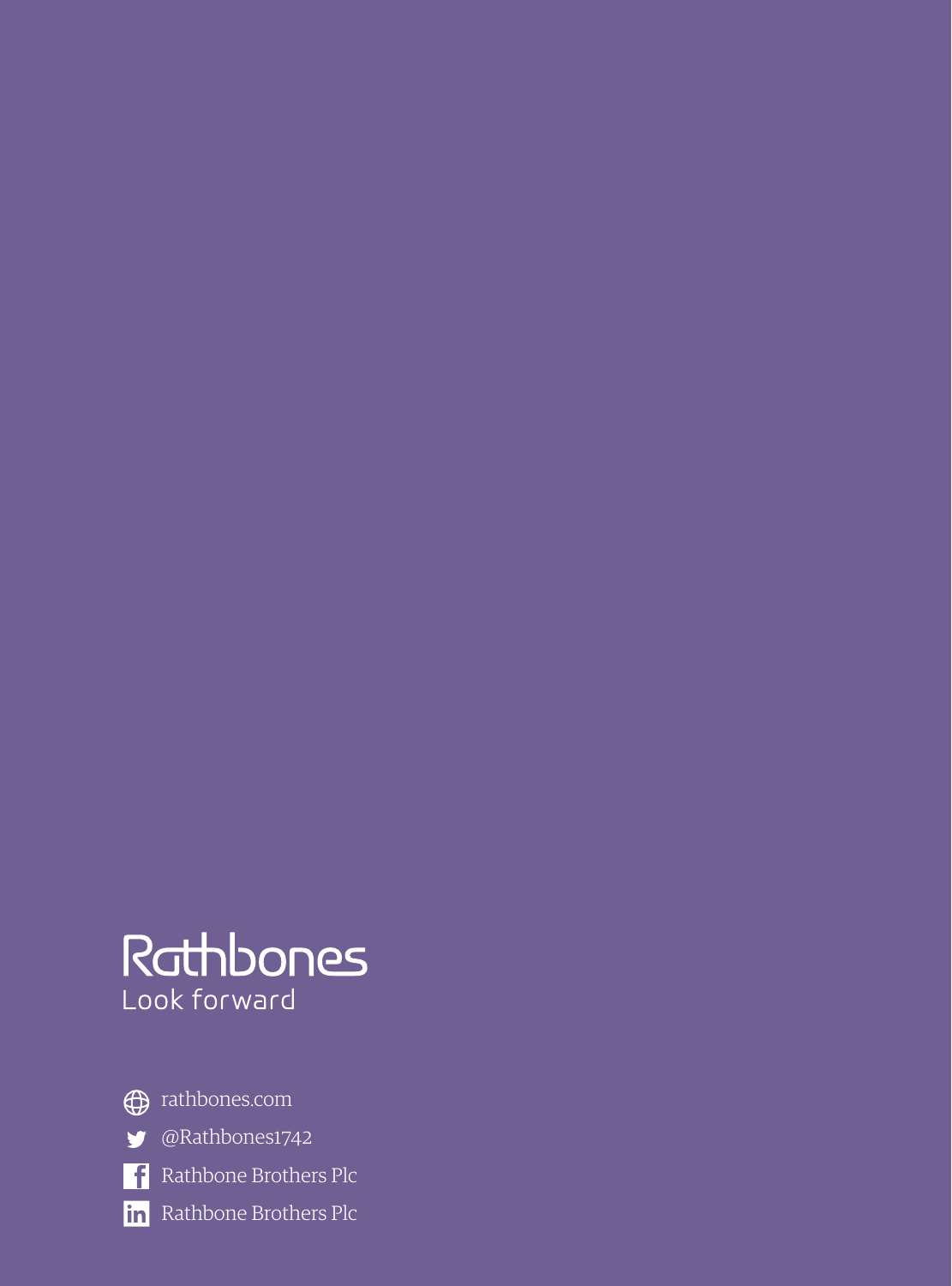Rathbones

Look forward

rathbones.com

@Rathbones1742

Rathbone Brothers Plc

Rathbone Brothers Plc